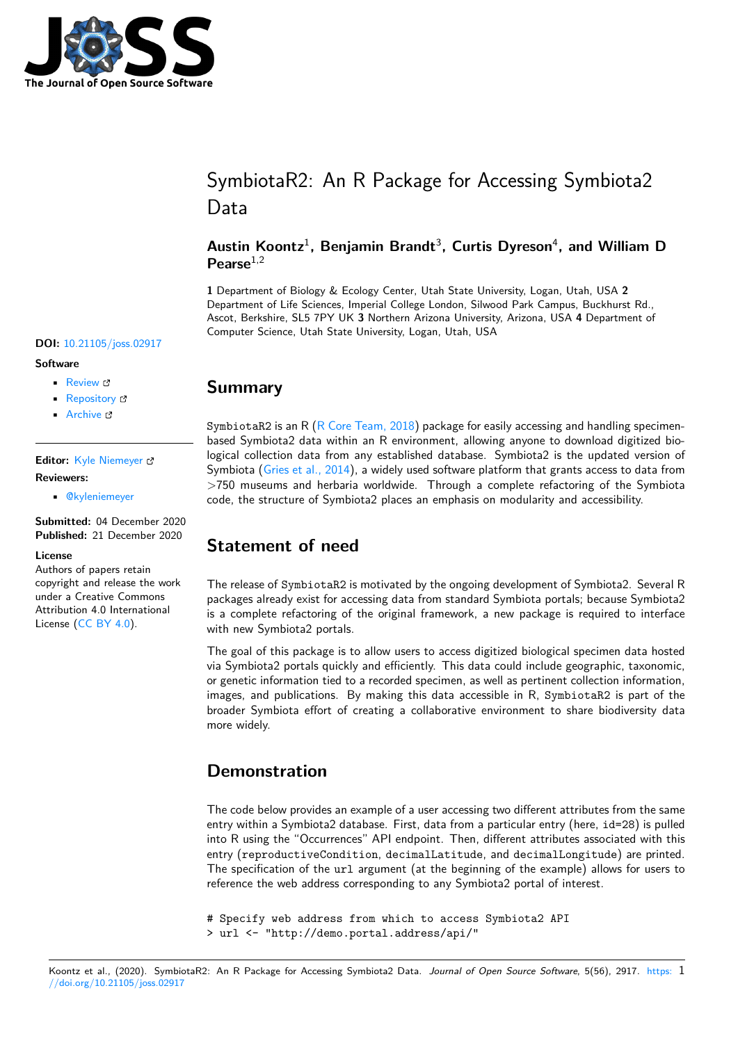# SymbiotaR2: An R Package for Accessing Symbiota2 Data

**Austin Koontz**[1], **Benjamin Brandt**[3], **Curtis Dyreson**[4], **and William D Pearse**[1,2]

**1** Department of Biology & Ecology Center, Utah State University, Logan, Utah, USA **2** Department of Life Sciences, Imperial College London, Silwood Park Campus, Buckhurst Rd., Ascot, Berkshire, SL5 7PY UK **3** Northern Arizona University, Arizona, USA **4** Department of Computer Science, Utah State University, Logan, Utah, USA

**DOI:** 10.21105/joss.02917

**Software**

- Review
- Repository
- Archive

**Editor:** Kyle Niemeyer

**Reviewers:**

- @kyleniemeyer

**Submitted:** 04 December 2020
**Published:** 21 December 2020

**License**
Authors of papers retain copyright and release the work under a Creative Commons Attribution 4.0 International License (CC BY 4.0).

## Summary

SymbiotaR2 is an R (R Core Team, 2018) package for easily accessing and handling specimen-based Symbiota2 data within an R environment, allowing anyone to download digitized biological collection data from any established database. Symbiota2 is the updated version of Symbiota (Gries et al., 2014), a widely used software platform that grants access to data from >750 museums and herbaria worldwide. Through a complete refactoring of the Symbiota code, the structure of Symbiota2 places an emphasis on modularity and accessibility.

## Statement of need

The release of SymbiotaR2 is motivated by the ongoing development of Symbiota2. Several R packages already exist for accessing data from standard Symbiota portals; because Symbiota2 is a complete refactoring of the original framework, a new package is required to interface with new Symbiota2 portals.

The goal of this package is to allow users to access digitized biological specimen data hosted via Symbiota2 portals quickly and efficiently. This data could include geographic, taxonomic, or genetic information tied to a recorded specimen, as well as pertinent collection information, images, and publications. By making this data accessible in R, SymbiotaR2 is part of the broader Symbiota effort of creating a collaborative environment to share biodiversity data more widely.

## Demonstration

The code below provides an example of a user accessing two different attributes from the same entry within a Symbiota2 database. First, data from a particular entry (here, id=28) is pulled into R using the "Occurrences" API endpoint. Then, different attributes associated with this entry (reproductiveCondition, decimalLatitude, and decimalLongitude) are printed. The specification of the url argument (at the beginning of the example) allows for users to reference the web address corresponding to any Symbiota2 portal of interest.

```
# Specify web address from which to access Symbiota2 API
> url <- "http://demo.portal.address/api/"
```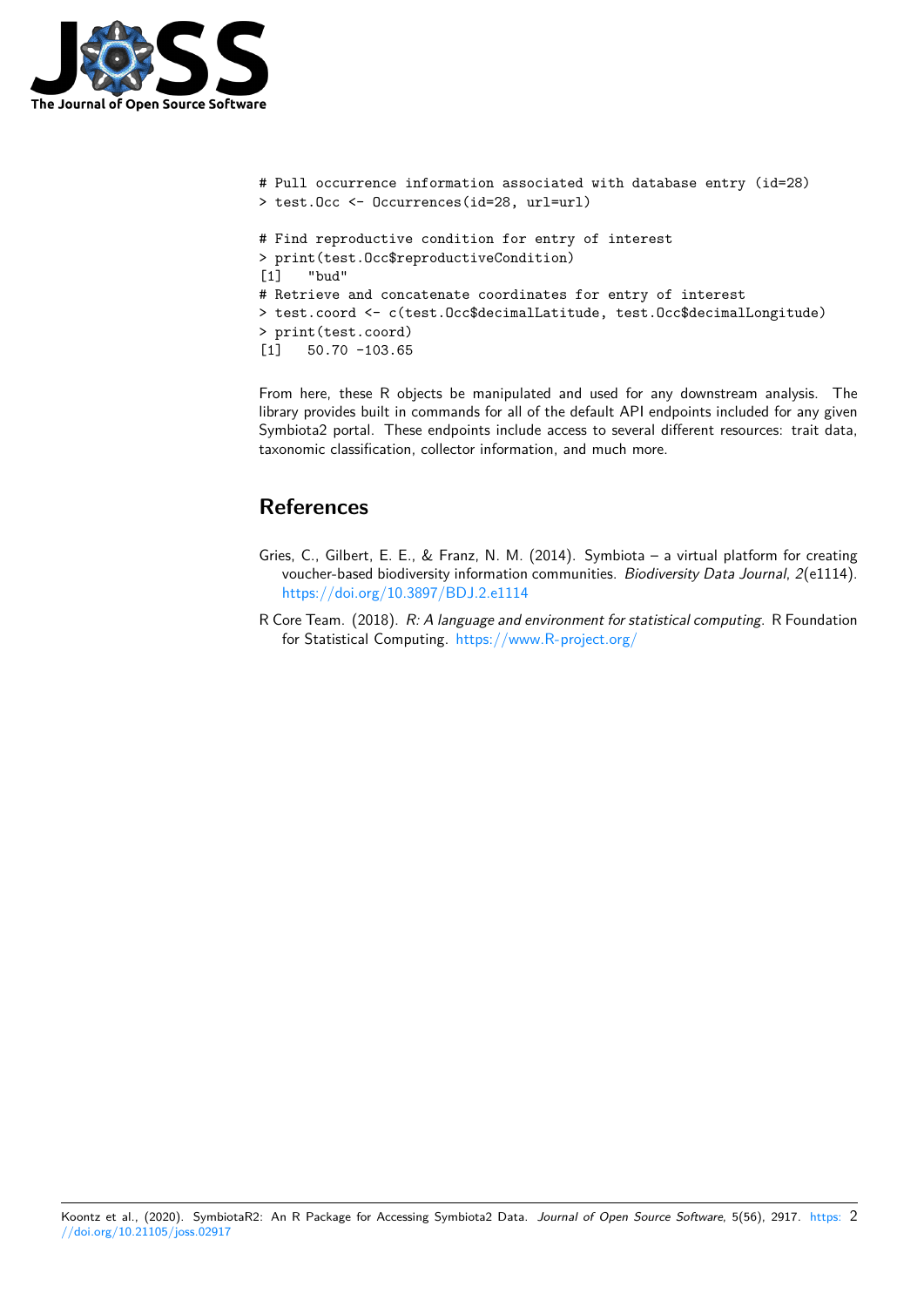```
# Pull occurrence information associated with database entry (id=28)
> test.Occ <- Occurrences(id=28, url=url)

# Find reproductive condition for entry of interest
> print(test.Occ$reproductiveCondition)
[1]   "bud"
# Retrieve and concatenate coordinates for entry of interest
> test.coord <- c(test.Occ$decimalLatitude, test.Occ$decimalLongitude)
> print(test.coord)
[1]   50.70 -103.65
```

From here, these R objects be manipulated and used for any downstream analysis. The library provides built in commands for all of the default API endpoints included for any given Symbiota2 portal. These endpoints include access to several different resources: trait data, taxonomic classification, collector information, and much more.

## References

Gries, C., Gilbert, E. E., & Franz, N. M. (2014). Symbiota – a virtual platform for creating voucher-based biodiversity information communities. *Biodiversity Data Journal*, *2*(e1114). https://doi.org/10.3897/BDJ.2.e1114

R Core Team. (2018). *R: A language and environment for statistical computing*. R Foundation for Statistical Computing. https://www.R-project.org/